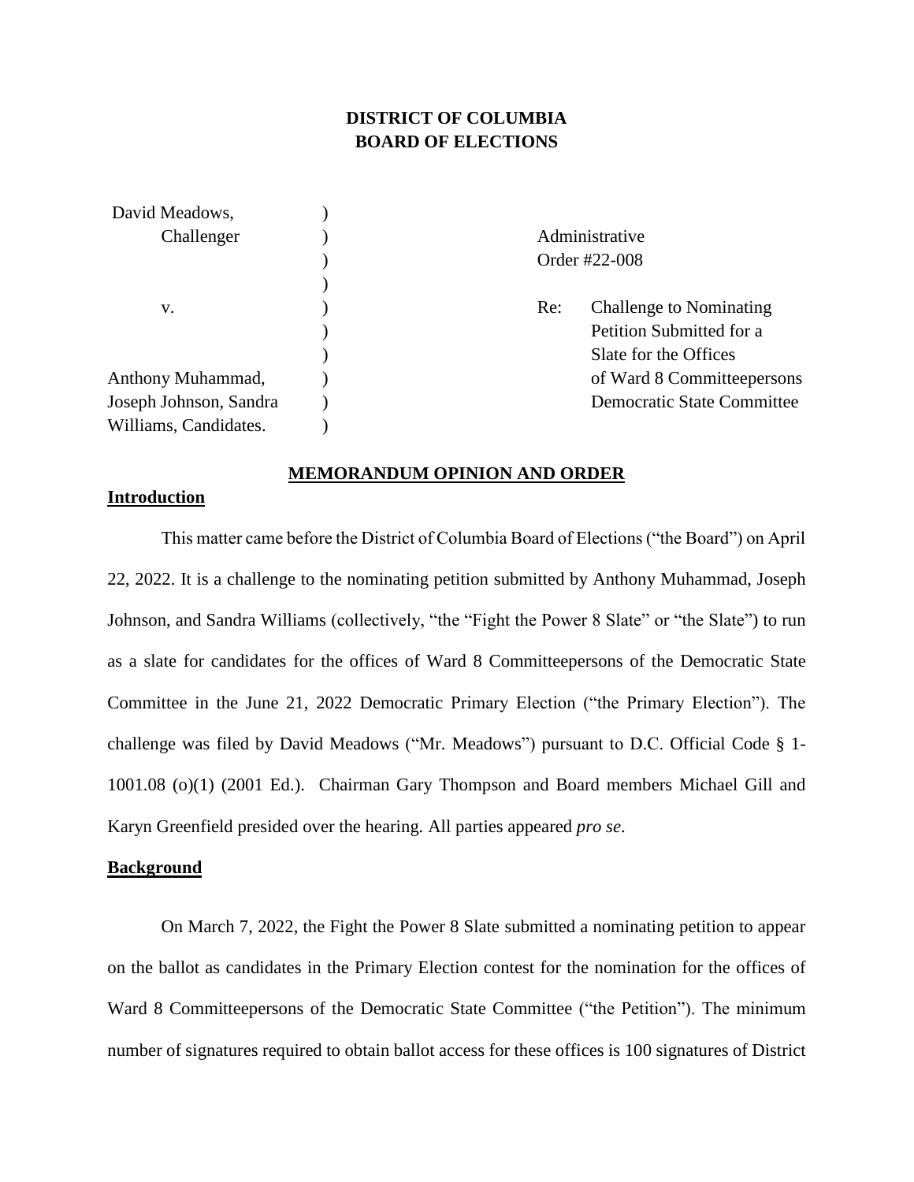**DISTRICT OF COLUMBIA**
**BOARD OF ELECTIONS**

| | | |
|---|---|---|
| David Meadows, Challenger | ) | Administrative Order #22-008 |
| v. | ) | Re: Challenge to Nominating Petition Submitted for a Slate for the Offices of Ward 8 Committeepersons Democratic State Committee |
| Anthony Muhammad, Joseph Johnson, Sandra Williams, Candidates. | ) | |

**MEMORANDUM OPINION AND ORDER**

**Introduction**

This matter came before the District of Columbia Board of Elections ("the Board") on April 22, 2022. It is a challenge to the nominating petition submitted by Anthony Muhammad, Joseph Johnson, and Sandra Williams (collectively, "the "Fight the Power 8 Slate" or "the Slate") to run as a slate for candidates for the offices of Ward 8 Committeepersons of the Democratic State Committee in the June 21, 2022 Democratic Primary Election ("the Primary Election"). The challenge was filed by David Meadows ("Mr. Meadows") pursuant to D.C. Official Code § 1-1001.08 (o)(1) (2001 Ed.). Chairman Gary Thompson and Board members Michael Gill and Karyn Greenfield presided over the hearing. All parties appeared *pro se*.

**Background**

On March 7, 2022, the Fight the Power 8 Slate submitted a nominating petition to appear on the ballot as candidates in the Primary Election contest for the nomination for the offices of Ward 8 Committeepersons of the Democratic State Committee ("the Petition"). The minimum number of signatures required to obtain ballot access for these offices is 100 signatures of District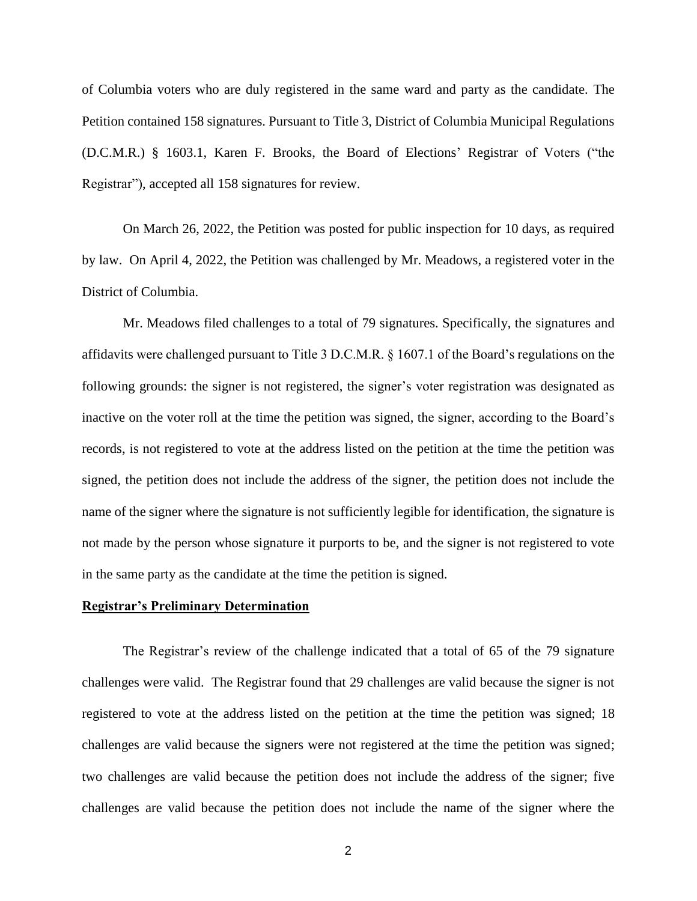of Columbia voters who are duly registered in the same ward and party as the candidate. The Petition contained 158 signatures. Pursuant to Title 3, District of Columbia Municipal Regulations (D.C.M.R.) § 1603.1, Karen F. Brooks, the Board of Elections' Registrar of Voters ("the Registrar"), accepted all 158 signatures for review.

On March 26, 2022, the Petition was posted for public inspection for 10 days, as required by law. On April 4, 2022, the Petition was challenged by Mr. Meadows, a registered voter in the District of Columbia.

Mr. Meadows filed challenges to a total of 79 signatures. Specifically, the signatures and affidavits were challenged pursuant to Title 3 D.C.M.R. § 1607.1 of the Board's regulations on the following grounds: the signer is not registered, the signer's voter registration was designated as inactive on the voter roll at the time the petition was signed, the signer, according to the Board's records, is not registered to vote at the address listed on the petition at the time the petition was signed, the petition does not include the address of the signer, the petition does not include the name of the signer where the signature is not sufficiently legible for identification, the signature is not made by the person whose signature it purports to be, and the signer is not registered to vote in the same party as the candidate at the time the petition is signed.

**Registrar's Preliminary Determination**

The Registrar's review of the challenge indicated that a total of 65 of the 79 signature challenges were valid. The Registrar found that 29 challenges are valid because the signer is not registered to vote at the address listed on the petition at the time the petition was signed; 18 challenges are valid because the signers were not registered at the time the petition was signed; two challenges are valid because the petition does not include the address of the signer; five challenges are valid because the petition does not include the name of the signer where the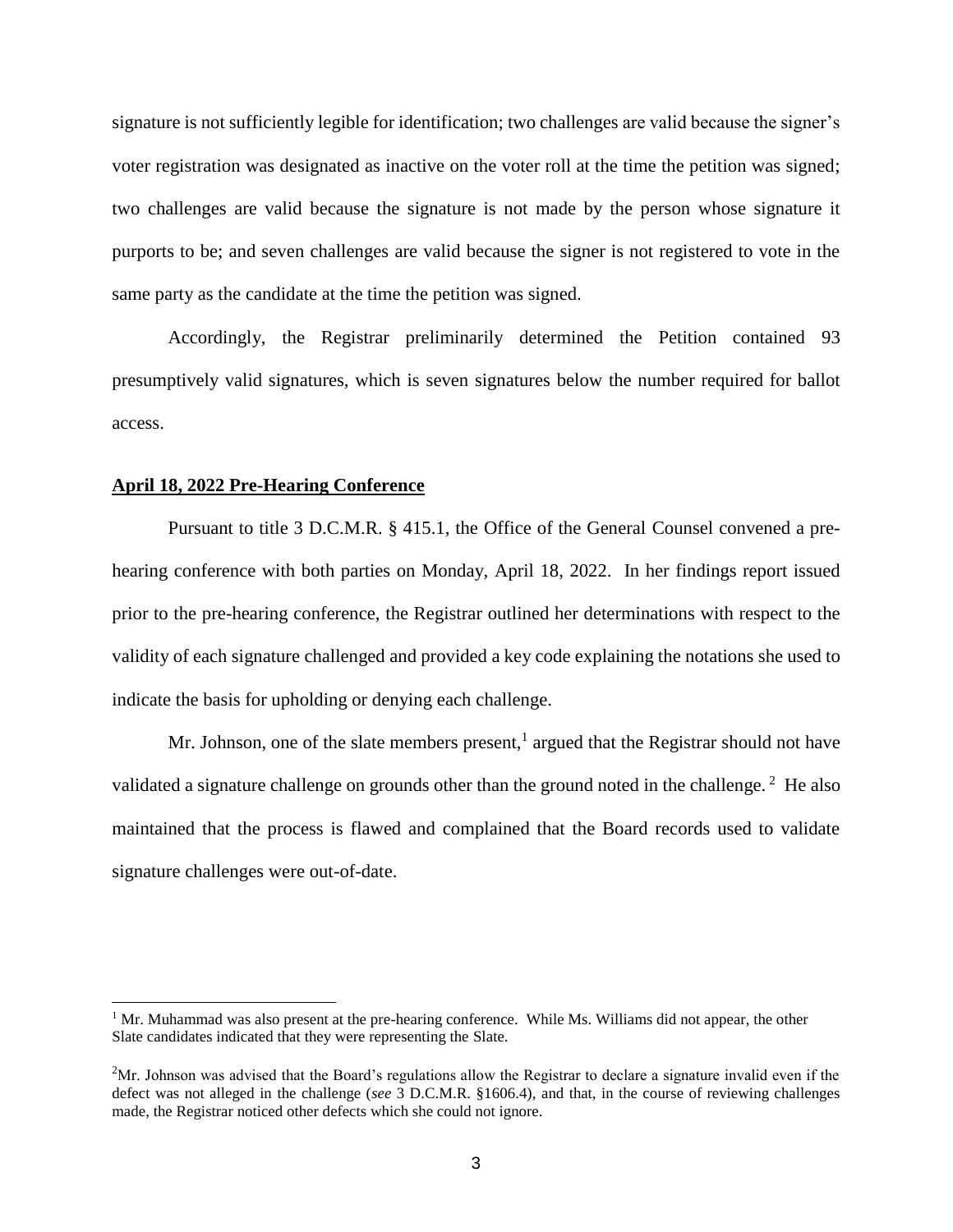signature is not sufficiently legible for identification; two challenges are valid because the signer's voter registration was designated as inactive on the voter roll at the time the petition was signed; two challenges are valid because the signature is not made by the person whose signature it purports to be; and seven challenges are valid because the signer is not registered to vote in the same party as the candidate at the time the petition was signed.

Accordingly, the Registrar preliminarily determined the Petition contained 93 presumptively valid signatures, which is seven signatures below the number required for ballot access.

**April 18, 2022 Pre-Hearing Conference**

Pursuant to title 3 D.C.M.R. § 415.1, the Office of the General Counsel convened a pre-hearing conference with both parties on Monday, April 18, 2022. In her findings report issued prior to the pre-hearing conference, the Registrar outlined her determinations with respect to the validity of each signature challenged and provided a key code explaining the notations she used to indicate the basis for upholding or denying each challenge.

Mr. Johnson, one of the slate members present,[1] argued that the Registrar should not have validated a signature challenge on grounds other than the ground noted in the challenge.[2] He also maintained that the process is flawed and complained that the Board records used to validate signature challenges were out-of-date.

---

[1] Mr. Muhammad was also present at the pre-hearing conference. While Ms. Williams did not appear, the other Slate candidates indicated that they were representing the Slate.

[2] Mr. Johnson was advised that the Board's regulations allow the Registrar to declare a signature invalid even if the defect was not alleged in the challenge (*see* 3 D.C.M.R. §1606.4), and that, in the course of reviewing challenges made, the Registrar noticed other defects which she could not ignore.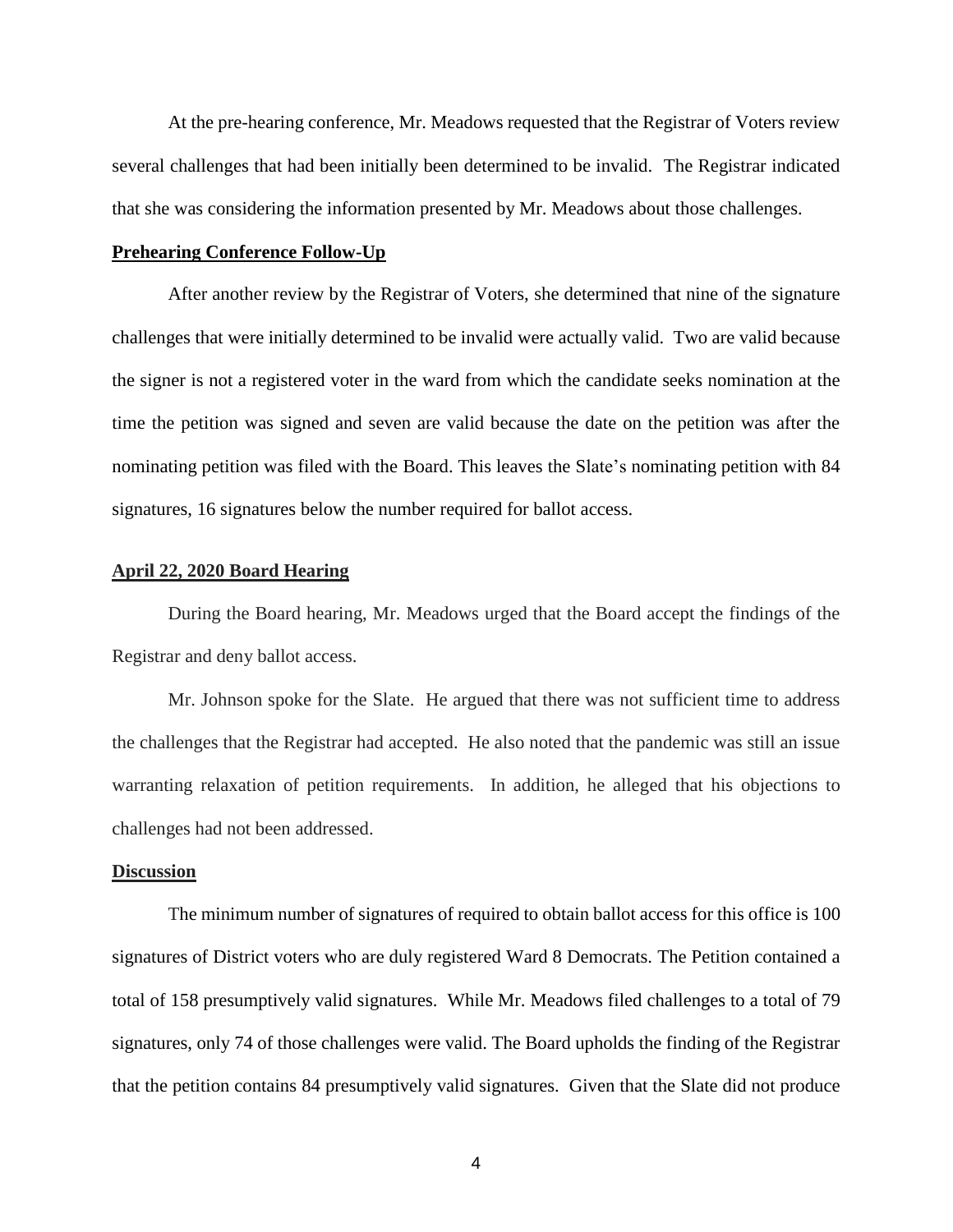At the pre-hearing conference, Mr. Meadows requested that the Registrar of Voters review several challenges that had been initially been determined to be invalid. The Registrar indicated that she was considering the information presented by Mr. Meadows about those challenges.

**Prehearing Conference Follow-Up**

After another review by the Registrar of Voters, she determined that nine of the signature challenges that were initially determined to be invalid were actually valid. Two are valid because the signer is not a registered voter in the ward from which the candidate seeks nomination at the time the petition was signed and seven are valid because the date on the petition was after the nominating petition was filed with the Board. This leaves the Slate's nominating petition with 84 signatures, 16 signatures below the number required for ballot access.

**April 22, 2020 Board Hearing**

During the Board hearing, Mr. Meadows urged that the Board accept the findings of the Registrar and deny ballot access.

Mr. Johnson spoke for the Slate. He argued that there was not sufficient time to address the challenges that the Registrar had accepted. He also noted that the pandemic was still an issue warranting relaxation of petition requirements. In addition, he alleged that his objections to challenges had not been addressed.

**Discussion**

The minimum number of signatures of required to obtain ballot access for this office is 100 signatures of District voters who are duly registered Ward 8 Democrats. The Petition contained a total of 158 presumptively valid signatures. While Mr. Meadows filed challenges to a total of 79 signatures, only 74 of those challenges were valid. The Board upholds the finding of the Registrar that the petition contains 84 presumptively valid signatures. Given that the Slate did not produce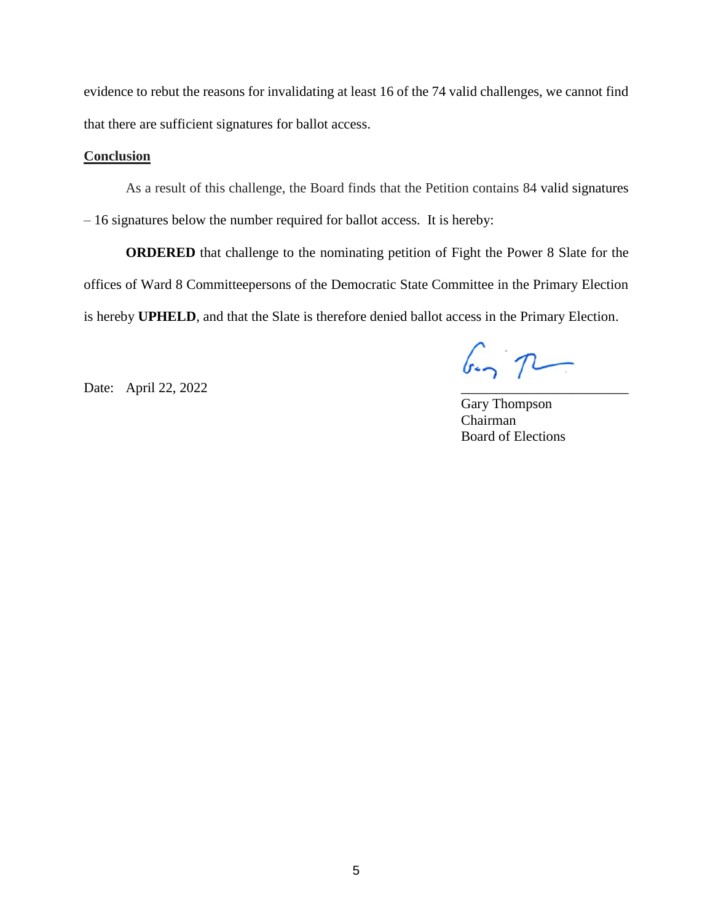evidence to rebut the reasons for invalidating at least 16 of the 74 valid challenges, we cannot find that there are sufficient signatures for ballot access.

**Conclusion**

As a result of this challenge, the Board finds that the Petition contains 84 valid signatures – 16 signatures below the number required for ballot access. It is hereby:

**ORDERED** that challenge to the nominating petition of Fight the Power 8 Slate for the offices of Ward 8 Committeepersons of the Democratic State Committee in the Primary Election is hereby **UPHELD**, and that the Slate is therefore denied ballot access in the Primary Election.

Date: April 22, 2022

\_\_\_\_\_\_\_\_\_\_\_\_\_\_\_\_\_\_\_\_\_\_\_\_
Gary Thompson
Chairman
Board of Elections